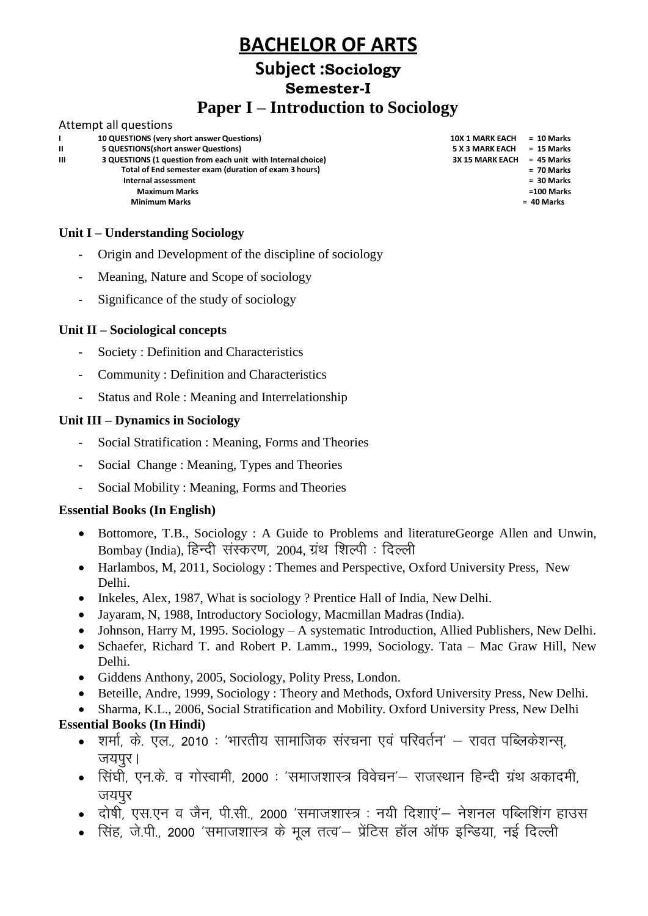# BACHELOR OF ARTS

## Subject :Sociology

### Semester-I

## Paper I – Introduction to Sociology

Attempt all questions

| | | | |
|---|---|---|---|
| I | 10 QUESTIONS (very short answer Questions) | 10X 1 MARK EACH | = 10 Marks |
| II | 5 QUESTIONS(short answer Questions) | 5 X 3 MARK EACH | = 15 Marks |
| III | 3 QUESTIONS (1 question from each unit with Internal choice) | 3X 15 MARK EACH | = 45 Marks |
| | Total of End semester exam (duration of exam 3 hours) | | = 70 Marks |
| | Internal assessment | | = 30 Marks |
| | Maximum Marks | | =100 Marks |
| | Minimum Marks | | = 40 Marks |

**Unit I – Understanding Sociology**

- Origin and Development of the discipline of sociology
- Meaning, Nature and Scope of sociology
- Significance of the study of sociology

**Unit II – Sociological concepts**

- Society : Definition and Characteristics
- Community : Definition and Characteristics
- Status and Role : Meaning and Interrelationship

**Unit III – Dynamics in Sociology**

- Social Stratification : Meaning, Forms and Theories
- Social Change : Meaning, Types and Theories
- Social Mobility : Meaning, Forms and Theories

**Essential Books (In English)**

- Bottomore, T.B., Sociology : A Guide to Problems and literatureGeorge Allen and Unwin, Bombay (India), हिन्दी संस्करण, 2004, ग्रंथ शिल्पी : दिल्ली
- Harlambos, M, 2011, Sociology : Themes and Perspective, Oxford University Press, New Delhi.
- Inkeles, Alex, 1987, What is sociology ? Prentice Hall of India, New Delhi.
- Jayaram, N, 1988, Introductory Sociology, Macmillan Madras (India).
- Johnson, Harry M, 1995. Sociology – A systematic Introduction, Allied Publishers, New Delhi.
- Schaefer, Richard T. and Robert P. Lamm., 1999, Sociology. Tata – Mac Graw Hill, New Delhi.
- Giddens Anthony, 2005, Sociology, Polity Press, London.
- Beteille, Andre, 1999, Sociology : Theory and Methods, Oxford University Press, New Delhi.
- Sharma, K.L., 2006, Social Stratification and Mobility. Oxford University Press, New Delhi

**Essential Books (In Hindi)**

- शर्मा, के. एल., 2010 : 'भारतीय सामाजिक संरचना एवं परिवर्तन' – रावत पब्लिकेशन्स्, जयपुर।
- सिंघी, एन.के. व गोस्वामी, 2000 : 'समाजशास्त्र विवेचन'– राजस्थान हिन्दी ग्रंथ अकादमी, जयपुर
- दोषी, एस.एन व जैन, पी.सी., 2000 'समाजशास्त्र : नयी दिशाएं'– नेशनल पब्लिशिंग हाउस
- सिंह, जे.पी., 2000 'समाजशास्त्र के मूल तत्व'– प्रेंटिस हॉल ऑफ इन्डिया, नई दिल्ली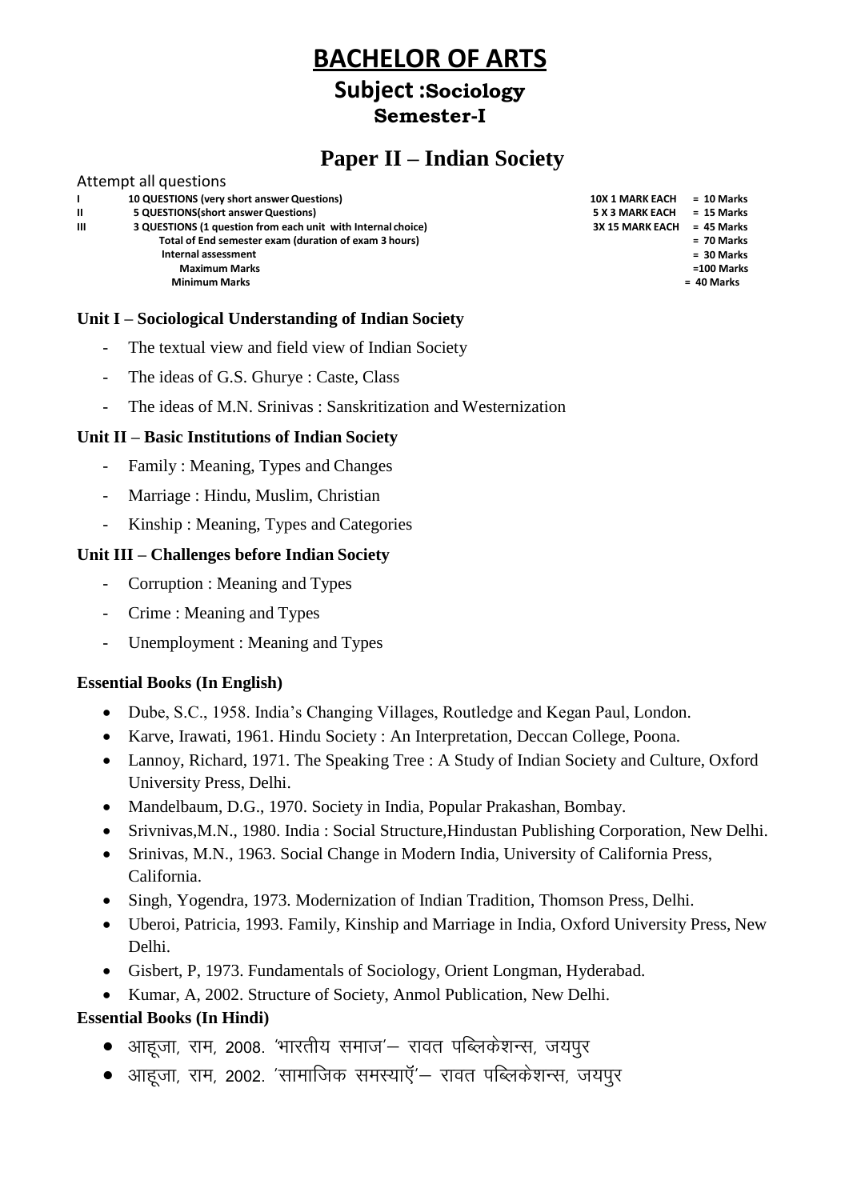# BACHELOR OF ARTS

## Subject :Sociology

### Semester-I

## Paper II – Indian Society

Attempt all questions

| | | | |
|---|---|---|---|
| I | 10 QUESTIONS (very short answer Questions) | 10X 1 MARK EACH | = 10 Marks |
| II | 5 QUESTIONS(short answer Questions) | 5 X 3 MARK EACH | = 15 Marks |
| III | 3 QUESTIONS (1 question from each unit with Internal choice) | 3X 15 MARK EACH | = 45 Marks |
| | Total of End semester exam (duration of exam 3 hours) | | = 70 Marks |
| | Internal assessment | | = 30 Marks |
| | Maximum Marks | | =100 Marks |
| | Minimum Marks | | = 40 Marks |

### Unit I – Sociological Understanding of Indian Society

- The textual view and field view of Indian Society
- The ideas of G.S. Ghurye : Caste, Class
- The ideas of M.N. Srinivas : Sanskritization and Westernization

### Unit II – Basic Institutions of Indian Society

- Family : Meaning, Types and Changes
- Marriage : Hindu, Muslim, Christian
- Kinship : Meaning, Types and Categories

### Unit III – Challenges before Indian Society

- Corruption : Meaning and Types
- Crime : Meaning and Types
- Unemployment : Meaning and Types

### Essential Books (In English)

- Dube, S.C., 1958. India's Changing Villages, Routledge and Kegan Paul, London.
- Karve, Irawati, 1961. Hindu Society : An Interpretation, Deccan College, Poona.
- Lannoy, Richard, 1971. The Speaking Tree : A Study of Indian Society and Culture, Oxford University Press, Delhi.
- Mandelbaum, D.G., 1970. Society in India, Popular Prakashan, Bombay.
- Srivnivas,M.N., 1980. India : Social Structure,Hindustan Publishing Corporation, New Delhi.
- Srinivas, M.N., 1963. Social Change in Modern India, University of California Press, California.
- Singh, Yogendra, 1973. Modernization of Indian Tradition, Thomson Press, Delhi.
- Uberoi, Patricia, 1993. Family, Kinship and Marriage in India, Oxford University Press, New Delhi.
- Gisbert, P, 1973. Fundamentals of Sociology, Orient Longman, Hyderabad.
- Kumar, A, 2002. Structure of Society, Anmol Publication, New Delhi.

### Essential Books (In Hindi)

- आहूजा, राम, 2008. 'भारतीय समाज'– रावत पब्लिकेशन्स, जयपुर
- आहूजा, राम, 2002. 'सामाजिक समस्याएँ'– रावत पब्लिकेशन्स, जयपुर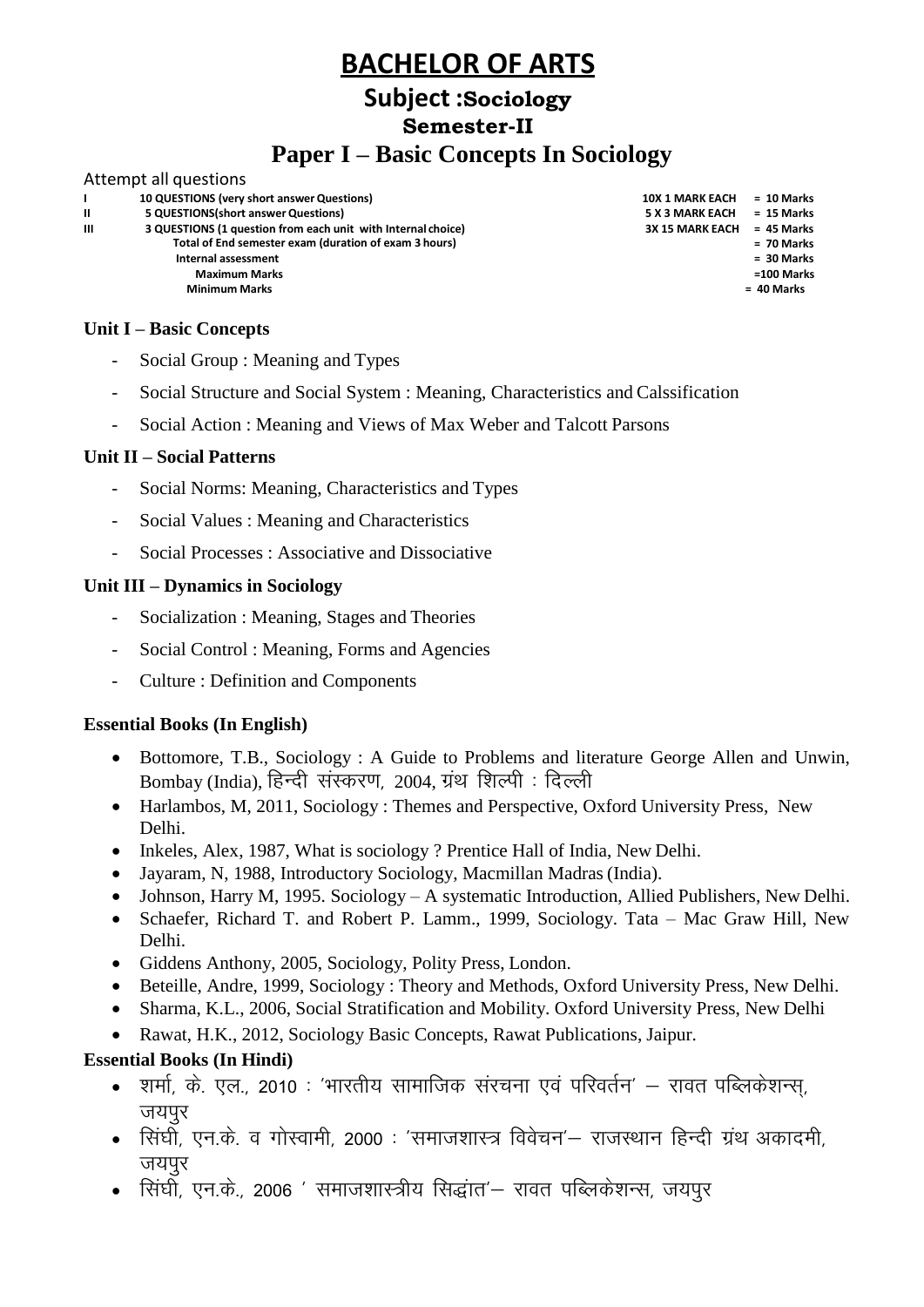# BACHELOR OF ARTS

## Subject :Sociology

### Semester-II

## Paper I – Basic Concepts In Sociology

Attempt all questions

| | | | |
|---|---|---|---|
| I | 10 QUESTIONS (very short answer Questions) | 10X 1 MARK EACH | = 10 Marks |
| II | 5 QUESTIONS(short answer Questions) | 5 X 3 MARK EACH | = 15 Marks |
| III | 3 QUESTIONS (1 question from each unit with Internal choice) | 3X 15 MARK EACH | = 45 Marks |
| | Total of End semester exam (duration of exam 3 hours) | | = 70 Marks |
| | Internal assessment | | = 30 Marks |
| | Maximum Marks | | =100 Marks |
| | Minimum Marks | | = 40 Marks |

**Unit I – Basic Concepts**

- Social Group : Meaning and Types
- Social Structure and Social System : Meaning, Characteristics and Calssification
- Social Action : Meaning and Views of Max Weber and Talcott Parsons

**Unit II – Social Patterns**

- Social Norms: Meaning, Characteristics and Types
- Social Values : Meaning and Characteristics
- Social Processes : Associative and Dissociative

**Unit III – Dynamics in Sociology**

- Socialization : Meaning, Stages and Theories
- Social Control : Meaning, Forms and Agencies
- Culture : Definition and Components

**Essential Books (In English)**

- Bottomore, T.B., Sociology : A Guide to Problems and literature George Allen and Unwin, Bombay (India), हिन्दी संस्करण, 2004, ग्रंथ शिल्पी : दिल्ली
- Harlambos, M, 2011, Sociology : Themes and Perspective, Oxford University Press, New Delhi.
- Inkeles, Alex, 1987, What is sociology ? Prentice Hall of India, New Delhi.
- Jayaram, N, 1988, Introductory Sociology, Macmillan Madras (India).
- Johnson, Harry M, 1995. Sociology – A systematic Introduction, Allied Publishers, New Delhi.
- Schaefer, Richard T. and Robert P. Lamm., 1999, Sociology. Tata – Mac Graw Hill, New Delhi.
- Giddens Anthony, 2005, Sociology, Polity Press, London.
- Beteille, Andre, 1999, Sociology : Theory and Methods, Oxford University Press, New Delhi.
- Sharma, K.L., 2006, Social Stratification and Mobility. Oxford University Press, New Delhi
- Rawat, H.K., 2012, Sociology Basic Concepts, Rawat Publications, Jaipur.

**Essential Books (In Hindi)**

- शर्मा, के. एल., 2010 : 'भारतीय सामाजिक संरचना एवं परिवर्तन' – रावत पब्लिकेशन्स्, जयपुर
- सिंघी, एन.के. व गोस्वामी, 2000 : 'समाजशास्त्र विवेचन'– राजस्थान हिन्दी ग्रंथ अकादमी, जयपुर
- सिंघी, एन.के., 2006 ' समाजशास्त्रीय सिद्धांत'– रावत पब्लिकेशन्स, जयपुर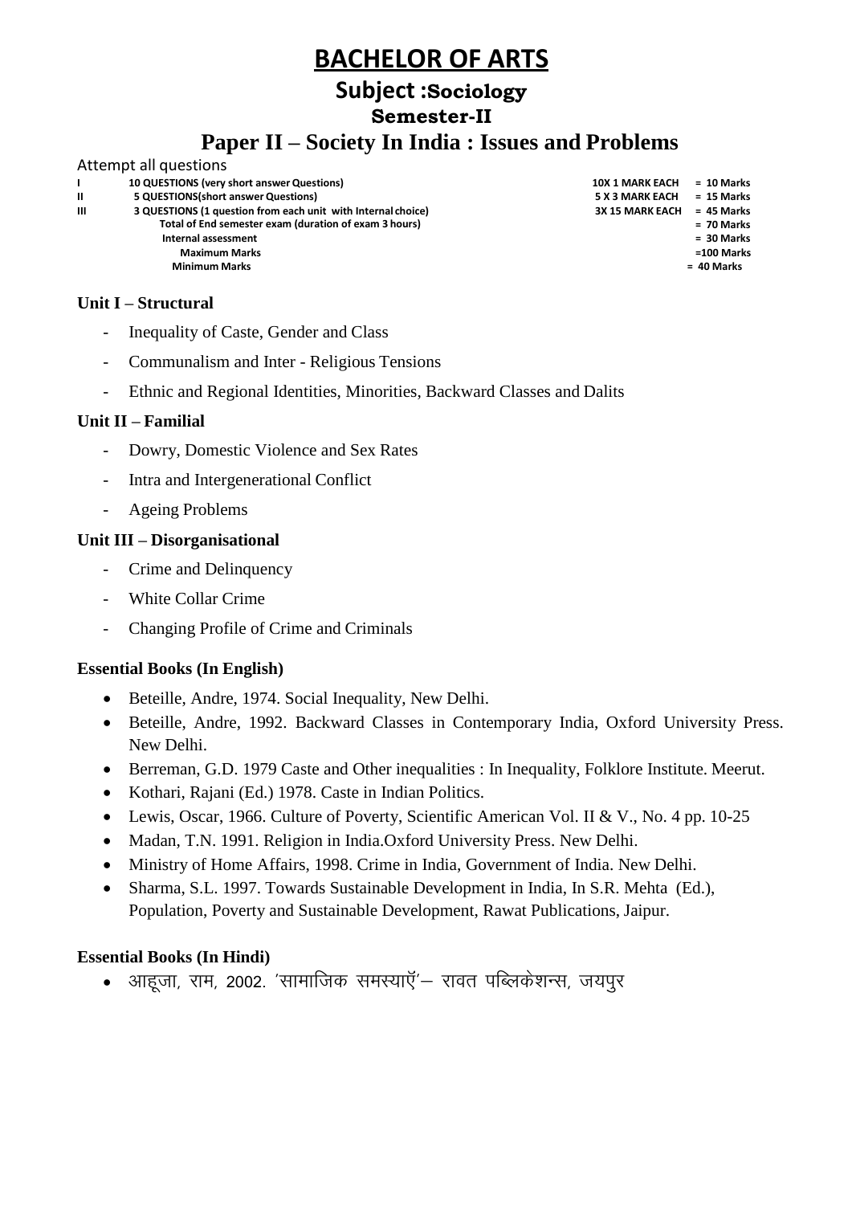# BACHELOR OF ARTS

## Subject :Sociology

### Semester-II

## Paper II – Society In India : Issues and Problems

Attempt all questions

| | | | |
|---|---|---|---|
| I | 10 QUESTIONS (very short answer Questions) | 10X 1 MARK EACH | = 10 Marks |
| II | 5 QUESTIONS(short answer Questions) | 5 X 3 MARK EACH | = 15 Marks |
| III | 3 QUESTIONS (1 question from each unit with Internal choice) | 3X 15 MARK EACH | = 45 Marks |
| | Total of End semester exam (duration of exam 3 hours) | | = 70 Marks |
| | Internal assessment | | = 30 Marks |
| | Maximum Marks | | =100 Marks |
| | Minimum Marks | | = 40 Marks |

### Unit I – Structural

- Inequality of Caste, Gender and Class
- Communalism and Inter - Religious Tensions
- Ethnic and Regional Identities, Minorities, Backward Classes and Dalits

### Unit II – Familial

- Dowry, Domestic Violence and Sex Rates
- Intra and Intergenerational Conflict
- Ageing Problems

### Unit III – Disorganisational

- Crime and Delinquency
- White Collar Crime
- Changing Profile of Crime and Criminals

### Essential Books (In English)

- Beteille, Andre, 1974. Social Inequality, New Delhi.
- Beteille, Andre, 1992. Backward Classes in Contemporary India, Oxford University Press. New Delhi.
- Berreman, G.D. 1979 Caste and Other inequalities : In Inequality, Folklore Institute. Meerut.
- Kothari, Rajani (Ed.) 1978. Caste in Indian Politics.
- Lewis, Oscar, 1966. Culture of Poverty, Scientific American Vol. II & V., No. 4 pp. 10-25
- Madan, T.N. 1991. Religion in India.Oxford University Press. New Delhi.
- Ministry of Home Affairs, 1998. Crime in India, Government of India. New Delhi.
- Sharma, S.L. 1997. Towards Sustainable Development in India, In S.R. Mehta (Ed.), Population, Poverty and Sustainable Development, Rawat Publications, Jaipur.

### Essential Books (In Hindi)

- आहूजा, राम, 2002. 'सामाजिक समस्याएँ'– रावत पब्लिकेशन्स, जयपुर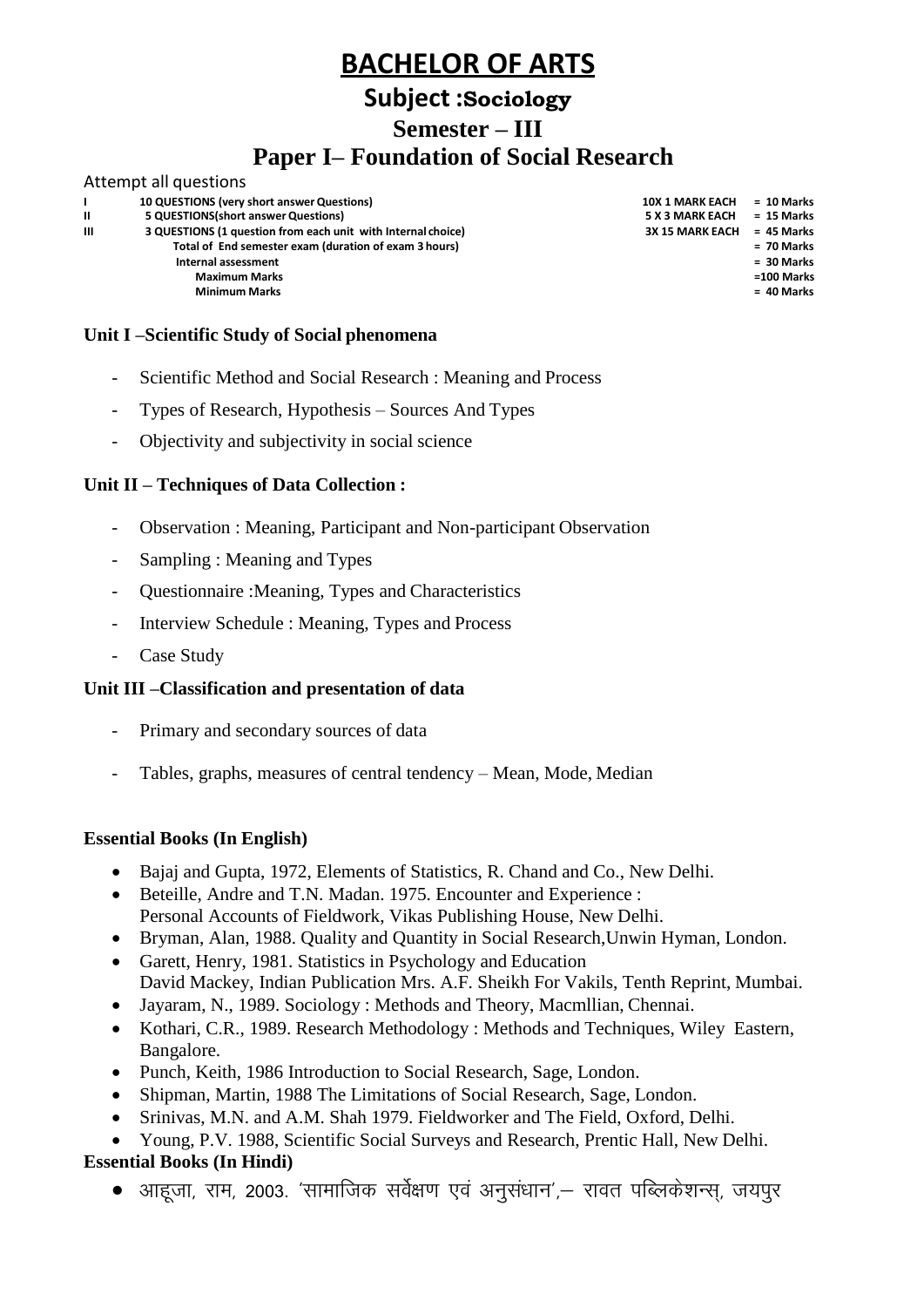# BACHELOR OF ARTS

## Subject :Sociology

## Semester – III

## Paper I– Foundation of Social Research

Attempt all questions

| | | | |
|---|---|---|---|
| I | 10 QUESTIONS (very short answer Questions) | 10X 1 MARK EACH | = 10 Marks |
| II | 5 QUESTIONS(short answer Questions) | 5 X 3 MARK EACH | = 15 Marks |
| III | 3 QUESTIONS (1 question from each unit with Internal choice) | 3X 15 MARK EACH | = 45 Marks |
| | Total of End semester exam (duration of exam 3 hours) | | = 70 Marks |
| | Internal assessment | | = 30 Marks |
| | Maximum Marks | | =100 Marks |
| | Minimum Marks | | = 40 Marks |

**Unit I –Scientific Study of Social phenomena**

- Scientific Method and Social Research : Meaning and Process
- Types of Research, Hypothesis – Sources And Types
- Objectivity and subjectivity in social science

**Unit II – Techniques of Data Collection :**

- Observation : Meaning, Participant and Non-participant Observation
- Sampling : Meaning and Types
- Questionnaire :Meaning, Types and Characteristics
- Interview Schedule : Meaning, Types and Process
- Case Study

**Unit III –Classification and presentation of data**

- Primary and secondary sources of data
- Tables, graphs, measures of central tendency – Mean, Mode, Median

**Essential Books (In English)**

- Bajaj and Gupta, 1972, Elements of Statistics, R. Chand and Co., New Delhi.
- Beteille, Andre and T.N. Madan. 1975. Encounter and Experience : Personal Accounts of Fieldwork, Vikas Publishing House, New Delhi.
- Bryman, Alan, 1988. Quality and Quantity in Social Research,Unwin Hyman, London.
- Garett, Henry, 1981. Statistics in Psychology and Education David Mackey, Indian Publication Mrs. A.F. Sheikh For Vakils, Tenth Reprint, Mumbai.
- Jayaram, N., 1989. Sociology : Methods and Theory, Macmllian, Chennai.
- Kothari, C.R., 1989. Research Methodology : Methods and Techniques, Wiley Eastern, Bangalore.
- Punch, Keith, 1986 Introduction to Social Research, Sage, London.
- Shipman, Martin, 1988 The Limitations of Social Research, Sage, London.
- Srinivas, M.N. and A.M. Shah 1979. Fieldworker and The Field, Oxford, Delhi.
- Young, P.V. 1988, Scientific Social Surveys and Research, Prentic Hall, New Delhi.

**Essential Books (In Hindi)**

- आहूजा, राम, 2003. 'सामाजिक सर्वेक्षण एवं अनुसंधान',– रावत पब्लिकेशन्स्, जयपुर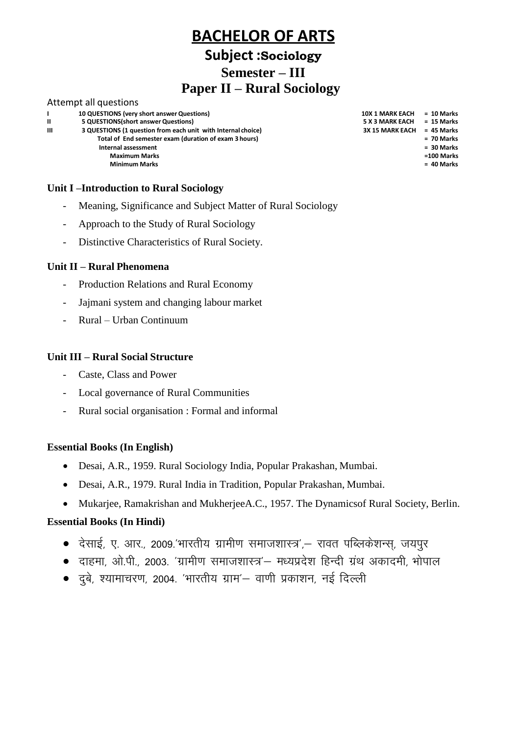# BACHELOR OF ARTS

## Subject :Sociology

## Semester – III

## Paper II – Rural Sociology

Attempt all questions

| | | | |
|---|---|---|---|
| I | 10 QUESTIONS (very short answer Questions) | 10X 1 MARK EACH | = 10 Marks |
| II | 5 QUESTIONS(short answer Questions) | 5 X 3 MARK EACH | = 15 Marks |
| III | 3 QUESTIONS (1 question from each unit with Internal choice) | 3X 15 MARK EACH | = 45 Marks |
| | Total of End semester exam (duration of exam 3 hours) | | = 70 Marks |
| | Internal assessment | | = 30 Marks |
| | Maximum Marks | | =100 Marks |
| | Minimum Marks | | = 40 Marks |

**Unit I –Introduction to Rural Sociology**

- Meaning, Significance and Subject Matter of Rural Sociology
- Approach to the Study of Rural Sociology
- Distinctive Characteristics of Rural Society.

**Unit II – Rural Phenomena**

- Production Relations and Rural Economy
- Jajmani system and changing labour market
- Rural – Urban Continuum

**Unit III – Rural Social Structure**

- Caste, Class and Power
- Local governance of Rural Communities
- Rural social organisation : Formal and informal

**Essential Books (In English)**

- Desai, A.R., 1959. Rural Sociology India, Popular Prakashan, Mumbai.
- Desai, A.R., 1979. Rural India in Tradition, Popular Prakashan, Mumbai.
- Mukarjee, Ramakrishan and MukherjeeA.C., 1957. The Dynamicsof Rural Society, Berlin.

**Essential Books (In Hindi)**

- देसाई, ए. आर., 2009.'भारतीय ग्रामीण समाजशास्त्र',– रावत पब्लिकेशन्स्, जयपुर
- दाहमा, ओ.पी., 2003. 'ग्रामीण समाजशास्त्र'– मध्यप्रदेश हिन्दी ग्रंथ अकादमी, भोपाल
- दुबे, श्यामाचरण, 2004. 'भारतीय ग्राम'– वाणी प्रकाशन, नई दिल्ली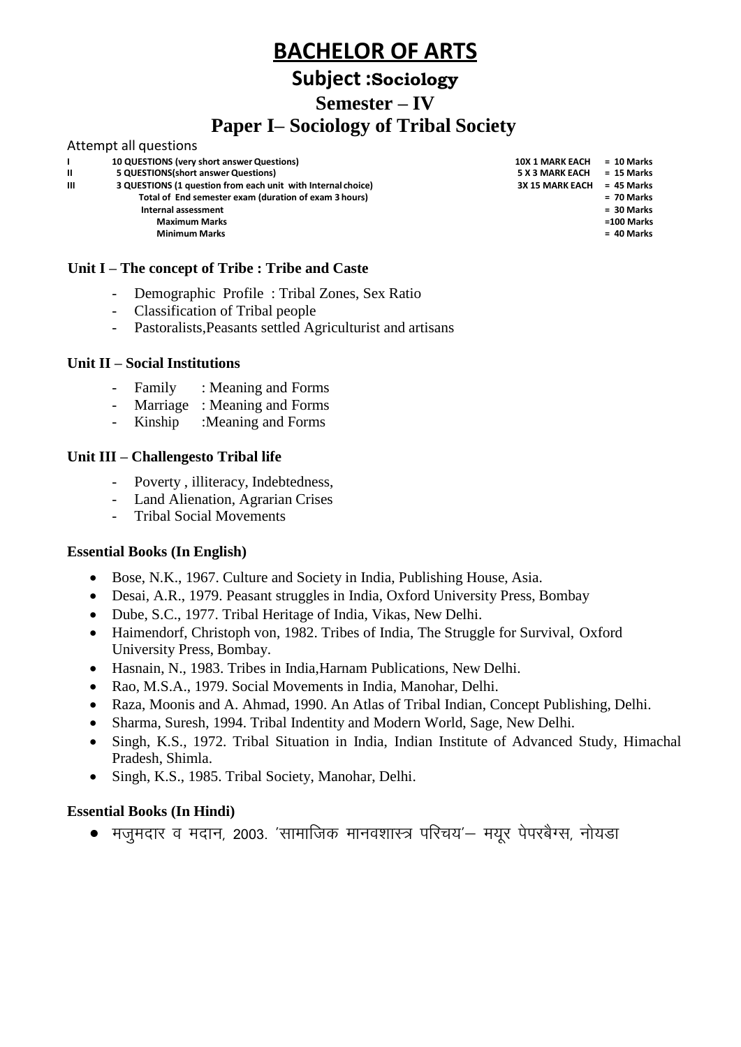# BACHELOR OF ARTS

## Subject :Sociology

## Semester – IV

## Paper I– Sociology of Tribal Society

Attempt all questions

| | | | |
|---|---|---|---|
| I | 10 QUESTIONS (very short answer Questions) | 10X 1 MARK EACH | = 10 Marks |
| II | 5 QUESTIONS(short answer Questions) | 5 X 3 MARK EACH | = 15 Marks |
| III | 3 QUESTIONS (1 question from each unit with Internal choice) | 3X 15 MARK EACH | = 45 Marks |
| | Total of End semester exam (duration of exam 3 hours) | | = 70 Marks |
| | Internal assessment | | = 30 Marks |
| | Maximum Marks | | =100 Marks |
| | Minimum Marks | | = 40 Marks |

### Unit I – The concept of Tribe : Tribe and Caste

- Demographic Profile : Tribal Zones, Sex Ratio
- Classification of Tribal people
- Pastoralists,Peasants settled Agriculturist and artisans

### Unit II – Social Institutions

- Family : Meaning and Forms
- Marriage : Meaning and Forms
- Kinship :Meaning and Forms

### Unit III – Challengesto Tribal life

- Poverty , illiteracy, Indebtedness,
- Land Alienation, Agrarian Crises
- Tribal Social Movements

### Essential Books (In English)

- Bose, N.K., 1967. Culture and Society in India, Publishing House, Asia.
- Desai, A.R., 1979. Peasant struggles in India, Oxford University Press, Bombay
- Dube, S.C., 1977. Tribal Heritage of India, Vikas, New Delhi.
- Haimendorf, Christoph von, 1982. Tribes of India, The Struggle for Survival, Oxford University Press, Bombay.
- Hasnain, N., 1983. Tribes in India,Harnam Publications, New Delhi.
- Rao, M.S.A., 1979. Social Movements in India, Manohar, Delhi.
- Raza, Moonis and A. Ahmad, 1990. An Atlas of Tribal Indian, Concept Publishing, Delhi.
- Sharma, Suresh, 1994. Tribal Indentity and Modern World, Sage, New Delhi.
- Singh, K.S., 1972. Tribal Situation in India, Indian Institute of Advanced Study, Himachal Pradesh, Shimla.
- Singh, K.S., 1985. Tribal Society, Manohar, Delhi.

### Essential Books (In Hindi)

- मजुमदार व मदान, 2003. 'सामाजिक मानवशास्त्र परिचय'– मयूर पेपरबैग्स, नोयडा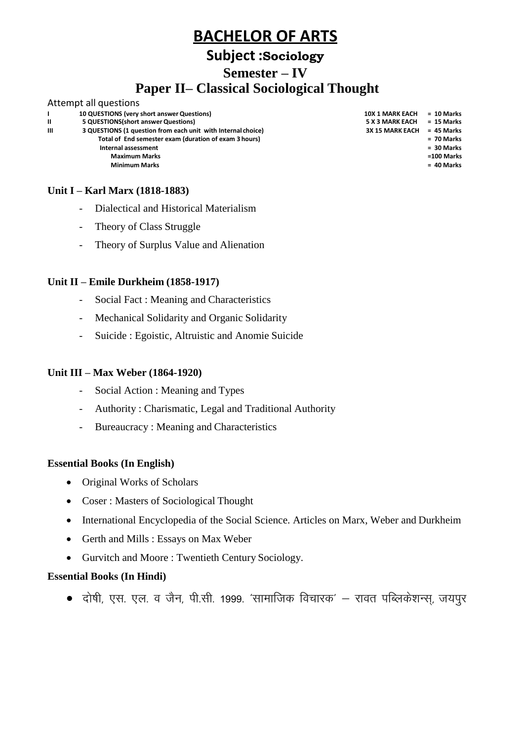# BACHELOR OF ARTS

## Subject :Sociology

## Semester – IV

## Paper II– Classical Sociological Thought

Attempt all questions

| | | | |
|---|---|---|---|
| I | 10 QUESTIONS (very short answer Questions) | 10X 1 MARK EACH | = 10 Marks |
| II | 5 QUESTIONS(short answer Questions) | 5 X 3 MARK EACH | = 15 Marks |
| III | 3 QUESTIONS (1 question from each unit with Internal choice) | 3X 15 MARK EACH | = 45 Marks |
| | Total of End semester exam (duration of exam 3 hours) | | = 70 Marks |
| | Internal assessment | | = 30 Marks |
| | Maximum Marks | | =100 Marks |
| | Minimum Marks | | = 40 Marks |

**Unit I – Karl Marx (1818-1883)**

- Dialectical and Historical Materialism
- Theory of Class Struggle
- Theory of Surplus Value and Alienation

**Unit II – Emile Durkheim (1858-1917)**

- Social Fact : Meaning and Characteristics
- Mechanical Solidarity and Organic Solidarity
- Suicide : Egoistic, Altruistic and Anomie Suicide

**Unit III – Max Weber (1864-1920)**

- Social Action : Meaning and Types
- Authority : Charismatic, Legal and Traditional Authority
- Bureaucracy : Meaning and Characteristics

**Essential Books (In English)**

- Original Works of Scholars
- Coser : Masters of Sociological Thought
- International Encyclopedia of the Social Science. Articles on Marx, Weber and Durkheim
- Gerth and Mills : Essays on Max Weber
- Gurvitch and Moore : Twentieth Century Sociology.

**Essential Books (In Hindi)**

- दोषी, एस. एल. व जैन, पी.सी. 1999. 'सामाजिक विचारक' – रावत पब्लिकेशन्स, जयपुर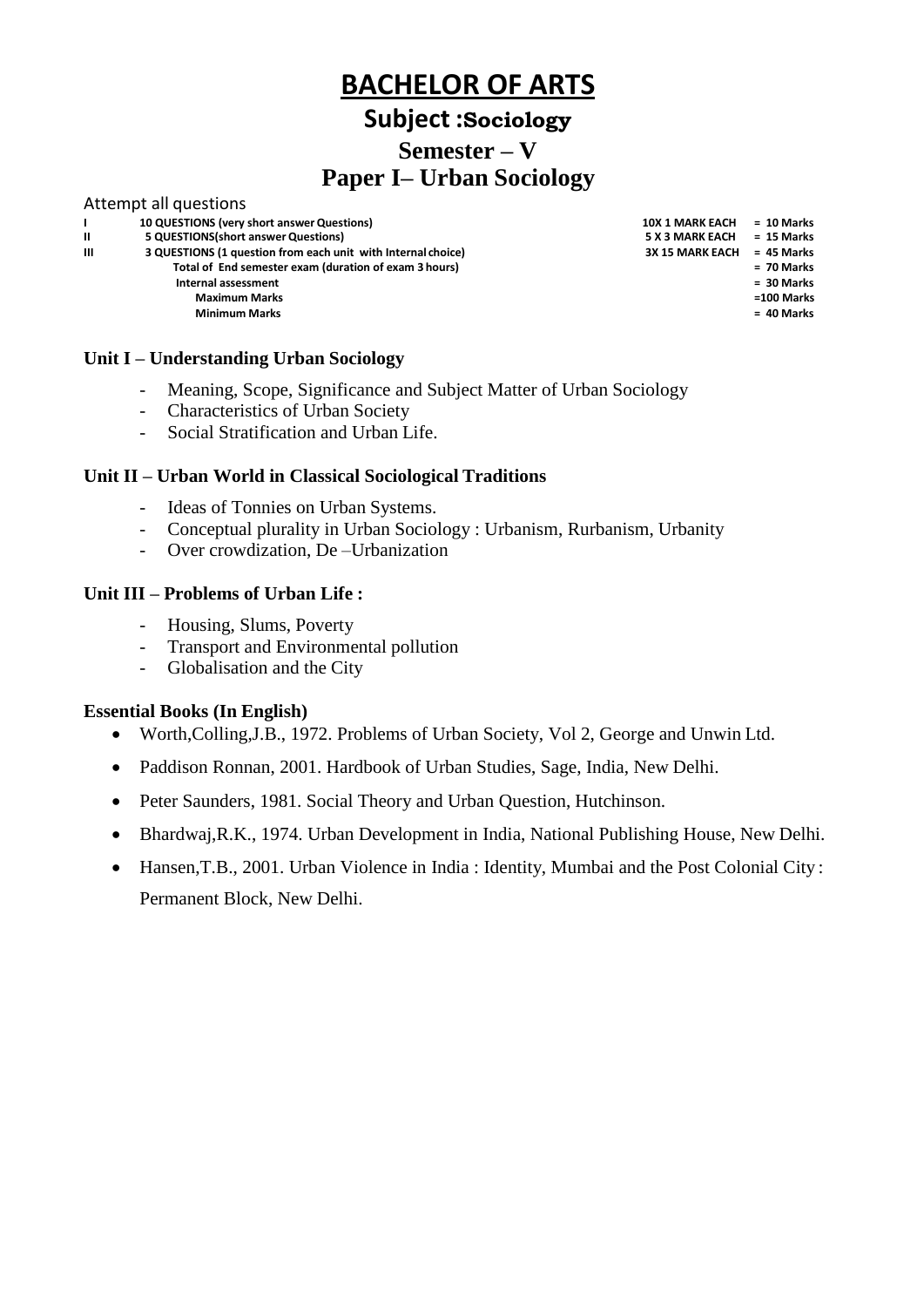# BACHELOR OF ARTS

## Subject :Sociology

## Semester – V

## Paper I– Urban Sociology

Attempt all questions

| | | | |
|---|---|---|---|
| I | 10 QUESTIONS (very short answer Questions) | 10X 1 MARK EACH | = 10 Marks |
| II | 5 QUESTIONS(short answer Questions) | 5 X 3 MARK EACH | = 15 Marks |
| III | 3 QUESTIONS (1 question from each unit with Internal choice) | 3X 15 MARK EACH | = 45 Marks |
| | Total of End semester exam (duration of exam 3 hours) | | = 70 Marks |
| | Internal assessment | | = 30 Marks |
| | Maximum Marks | | =100 Marks |
| | Minimum Marks | | = 40 Marks |

### Unit I – Understanding Urban Sociology

- Meaning, Scope, Significance and Subject Matter of Urban Sociology
- Characteristics of Urban Society
- Social Stratification and Urban Life.

### Unit II – Urban World in Classical Sociological Traditions

- Ideas of Tonnies on Urban Systems.
- Conceptual plurality in Urban Sociology : Urbanism, Rurbanism, Urbanity
- Over crowdization, De –Urbanization

### Unit III – Problems of Urban Life :

- Housing, Slums, Poverty
- Transport and Environmental pollution
- Globalisation and the City

### Essential Books (In English)

- Worth,Colling,J.B., 1972. Problems of Urban Society, Vol 2, George and Unwin Ltd.
- Paddison Ronnan, 2001. Hardbook of Urban Studies, Sage, India, New Delhi.
- Peter Saunders, 1981. Social Theory and Urban Question, Hutchinson.
- Bhardwaj,R.K., 1974. Urban Development in India, National Publishing House, New Delhi.
- Hansen,T.B., 2001. Urban Violence in India : Identity, Mumbai and the Post Colonial City : Permanent Block, New Delhi.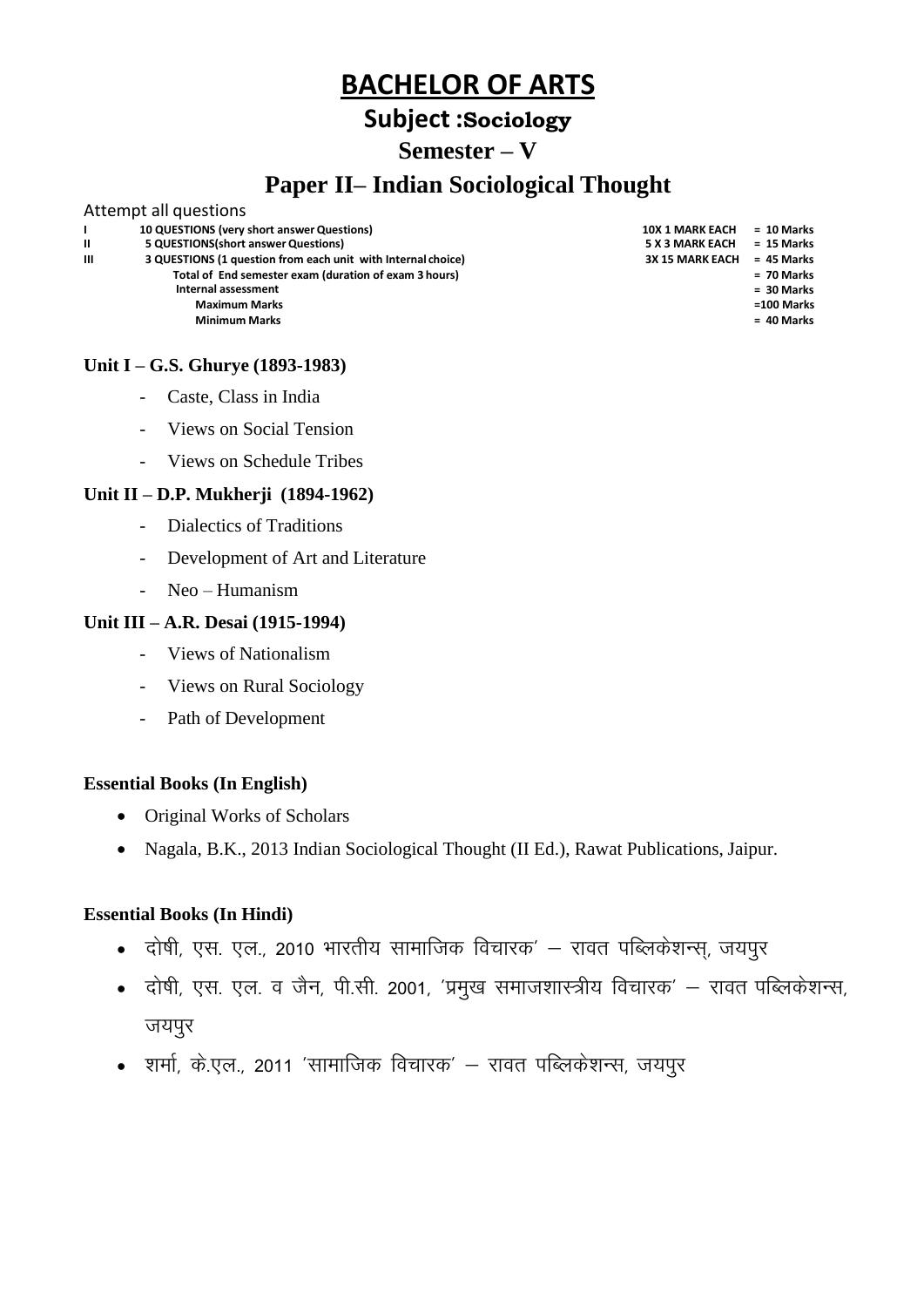# BACHELOR OF ARTS

## Subject :Sociology

## Semester – V

## Paper II– Indian Sociological Thought

Attempt all questions

| | | | |
|---|---|---|---|
| I | 10 QUESTIONS (very short answer Questions) | 10X 1 MARK EACH | = 10 Marks |
| II | 5 QUESTIONS(short answer Questions) | 5 X 3 MARK EACH | = 15 Marks |
| III | 3 QUESTIONS (1 question from each unit with Internal choice) | 3X 15 MARK EACH | = 45 Marks |
| | Total of End semester exam (duration of exam 3 hours) | | = 70 Marks |
| | Internal assessment | | = 30 Marks |
| | Maximum Marks | | =100 Marks |
| | Minimum Marks | | = 40 Marks |

**Unit I – G.S. Ghurye (1893-1983)**

- Caste, Class in India
- Views on Social Tension
- Views on Schedule Tribes

**Unit II – D.P. Mukherji (1894-1962)**

- Dialectics of Traditions
- Development of Art and Literature
- Neo – Humanism

**Unit III – A.R. Desai (1915-1994)**

- Views of Nationalism
- Views on Rural Sociology
- Path of Development

**Essential Books (In English)**

- Original Works of Scholars
- Nagala, B.K., 2013 Indian Sociological Thought (II Ed.), Rawat Publications, Jaipur.

**Essential Books (In Hindi)**

- दोषी, एस. एल., 2010 भारतीय सामाजिक विचारक' – रावत पब्लिकेशन्स्, जयपुर
- दोषी, एस. एल. व जैन, पी.सी. 2001, 'प्रमुख समाजशास्त्रीय विचारक' – रावत पब्लिकेशन्स, जयपुर
- शर्मा, के.एल., 2011 'सामाजिक विचारक' – रावत पब्लिकेशन्स, जयपुर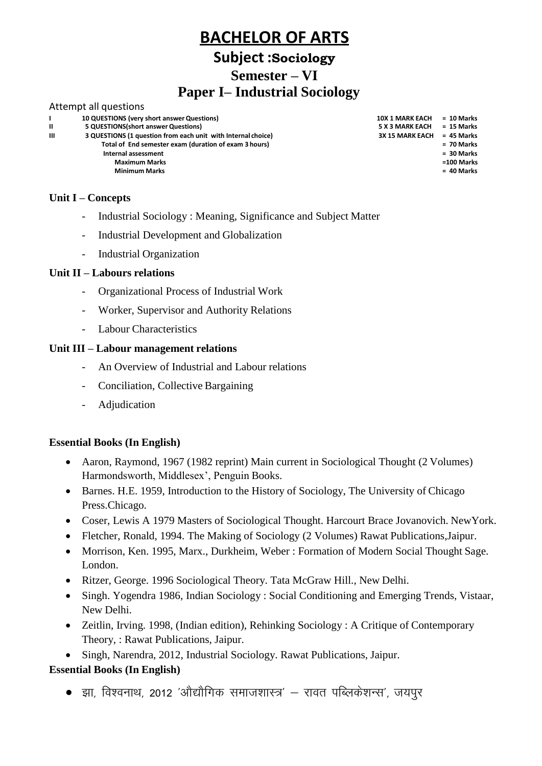# BACHELOR OF ARTS

## Subject :Sociology

## Semester – VI

## Paper I– Industrial Sociology

Attempt all questions

| | | | |
|---|---|---|---|
| I | 10 QUESTIONS (very short answer Questions) | 10X 1 MARK EACH | = 10 Marks |
| II | 5 QUESTIONS(short answer Questions) | 5 X 3 MARK EACH | = 15 Marks |
| III | 3 QUESTIONS (1 question from each unit with Internal choice) | 3X 15 MARK EACH | = 45 Marks |
| | Total of End semester exam (duration of exam 3 hours) | | = 70 Marks |
| | Internal assessment | | = 30 Marks |
| | Maximum Marks | | =100 Marks |
| | Minimum Marks | | = 40 Marks |

**Unit I – Concepts**

- Industrial Sociology : Meaning, Significance and Subject Matter
- Industrial Development and Globalization
- Industrial Organization

**Unit II – Labours relations**

- Organizational Process of Industrial Work
- Worker, Supervisor and Authority Relations
- Labour Characteristics

**Unit III – Labour management relations**

- An Overview of Industrial and Labour relations
- Conciliation, Collective Bargaining
- Adjudication

**Essential Books (In English)**

- Aaron, Raymond, 1967 (1982 reprint) Main current in Sociological Thought (2 Volumes) Harmondsworth, Middlesex', Penguin Books.
- Barnes. H.E. 1959, Introduction to the History of Sociology, The University of Chicago Press.Chicago.
- Coser, Lewis A 1979 Masters of Sociological Thought. Harcourt Brace Jovanovich. NewYork.
- Fletcher, Ronald, 1994. The Making of Sociology (2 Volumes) Rawat Publications,Jaipur.
- Morrison, Ken. 1995, Marx., Durkheim, Weber : Formation of Modern Social Thought Sage. London.
- Ritzer, George. 1996 Sociological Theory. Tata McGraw Hill., New Delhi.
- Singh. Yogendra 1986, Indian Sociology : Social Conditioning and Emerging Trends, Vistaar, New Delhi.
- Zeitlin, Irving. 1998, (Indian edition), Rehinking Sociology : A Critique of Contemporary Theory, : Rawat Publications, Jaipur.
- Singh, Narendra, 2012, Industrial Sociology. Rawat Publications, Jaipur.

**Essential Books (In English)**

- झा, विश्वनाथ, 2012 'औद्योगिक समाजशास्त्र' – रावत पब्लिकेशन्स', जयपुर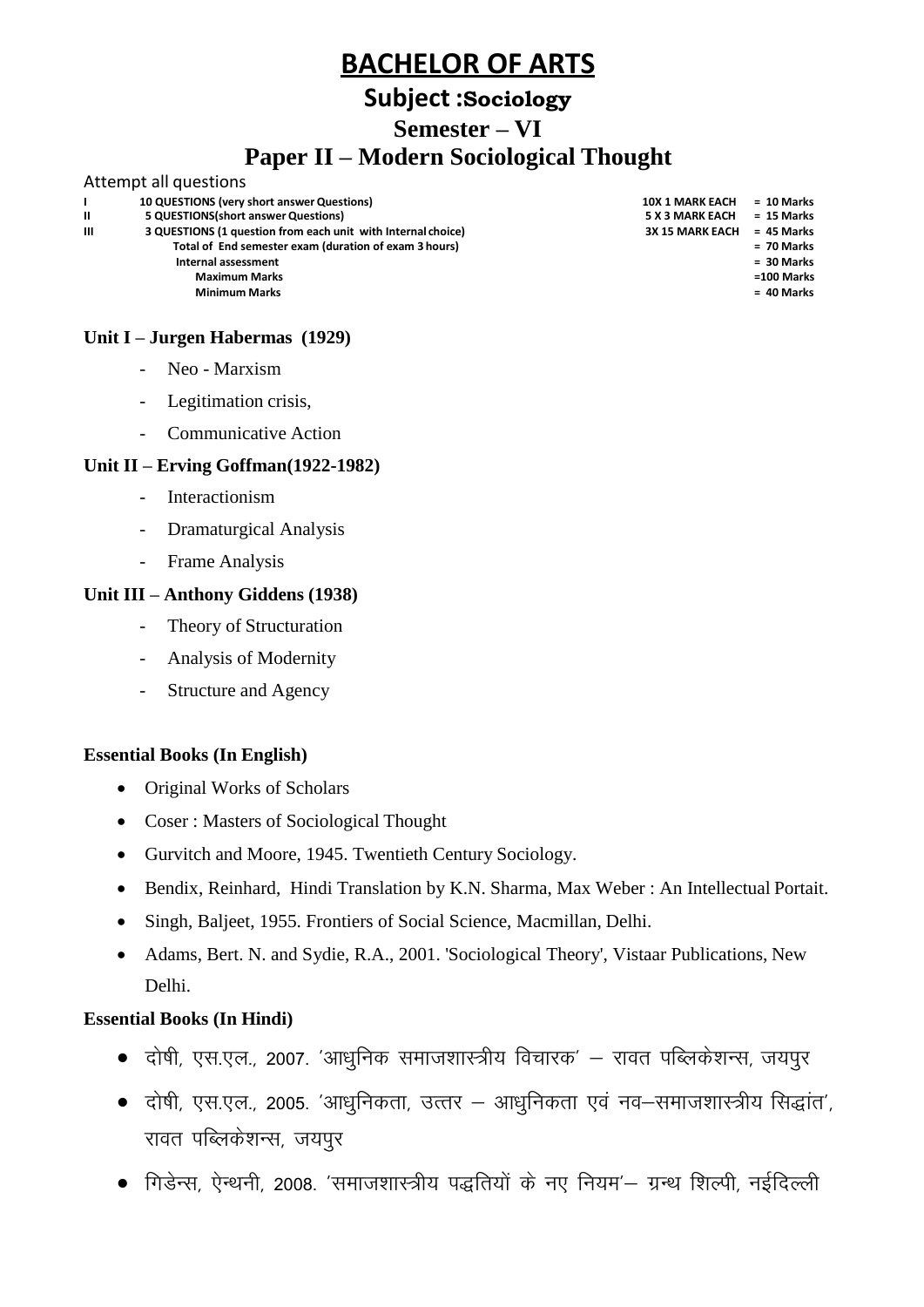# BACHELOR OF ARTS

## Subject :Sociology

## Semester – VI

## Paper II – Modern Sociological Thought

Attempt all questions

| | | | |
|---|---|---|---|
| I | 10 QUESTIONS (very short answer Questions) | 10X 1 MARK EACH | = 10 Marks |
| II | 5 QUESTIONS(short answer Questions) | 5 X 3 MARK EACH | = 15 Marks |
| III | 3 QUESTIONS (1 question from each unit with Internal choice) | 3X 15 MARK EACH | = 45 Marks |
| | Total of End semester exam (duration of exam 3 hours) | | = 70 Marks |
| | Internal assessment | | = 30 Marks |
| | Maximum Marks | | =100 Marks |
| | Minimum Marks | | = 40 Marks |

**Unit I – Jurgen Habermas (1929)**

- Neo - Marxism
- Legitimation crisis,
- Communicative Action

**Unit II – Erving Goffman(1922-1982)**

- Interactionism
- Dramaturgical Analysis
- Frame Analysis

**Unit III – Anthony Giddens (1938)**

- Theory of Structuration
- Analysis of Modernity
- Structure and Agency

**Essential Books (In English)**

- Original Works of Scholars
- Coser : Masters of Sociological Thought
- Gurvitch and Moore, 1945. Twentieth Century Sociology.
- Bendix, Reinhard, Hindi Translation by K.N. Sharma, Max Weber : An Intellectual Portait.
- Singh, Baljeet, 1955. Frontiers of Social Science, Macmillan, Delhi.
- Adams, Bert. N. and Sydie, R.A., 2001. 'Sociological Theory', Vistaar Publications, New Delhi.

**Essential Books (In Hindi)**

- दोषी, एस.एल., 2007. 'आधुनिक समाजशास्त्रीय विचारक' – रावत पब्लिकेशन्स, जयपुर
- दोषी, एस.एल., 2005. 'आधुनिकता, उत्तर – आधुनिकता एवं नव–समाजशास्त्रीय सिद्धांत', रावत पब्लिकेशन्स, जयपुर
- गिडेन्स, ऐन्थनी, 2008. 'समाजशास्त्रीय पद्धतियों के नए नियम'– ग्रन्थ शिल्पी, नईदिल्ली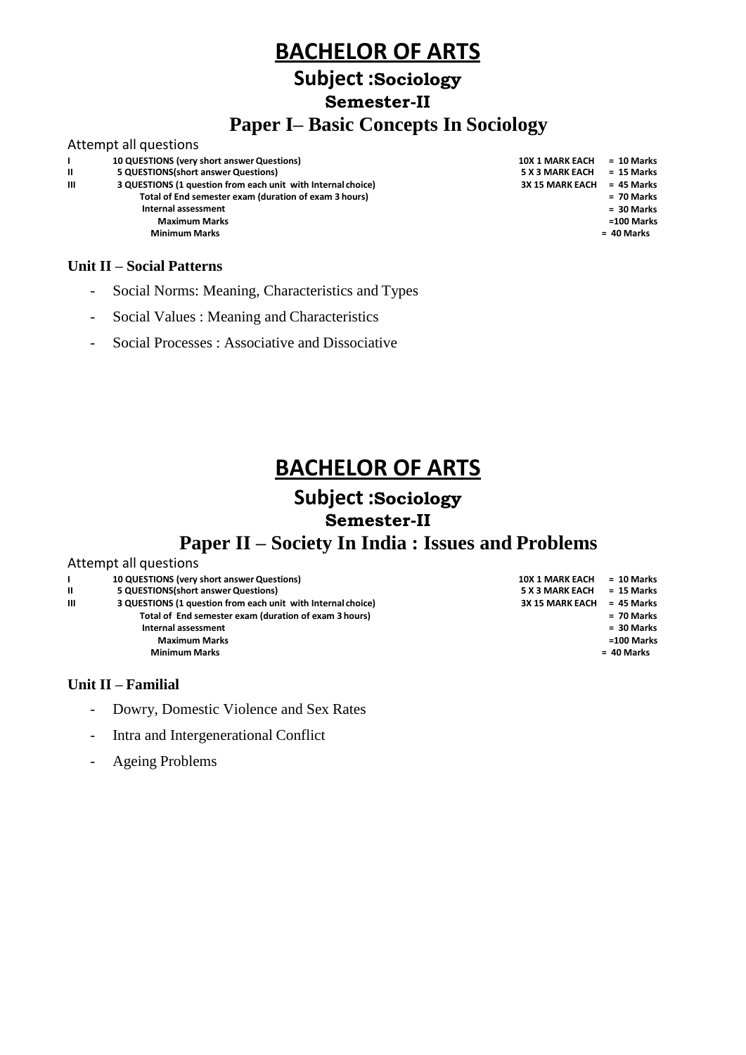# BACHELOR OF ARTS

## Subject :Sociology

### Semester-II

## Paper I– Basic Concepts In Sociology

Attempt all questions

| | | | |
|---|---|---|---|
| I | 10 QUESTIONS (very short answer Questions) | 10X 1 MARK EACH | = 10 Marks |
| II | 5 QUESTIONS(short answer Questions) | 5 X 3 MARK EACH | = 15 Marks |
| III | 3 QUESTIONS (1 question from each unit with Internal choice) | 3X 15 MARK EACH | = 45 Marks |
| | Total of End semester exam (duration of exam 3 hours) | | = 70 Marks |
| | Internal assessment | | = 30 Marks |
| | Maximum Marks | | =100 Marks |
| | Minimum Marks | | = 40 Marks |

**Unit II – Social Patterns**

- Social Norms: Meaning, Characteristics and Types
- Social Values : Meaning and Characteristics
- Social Processes : Associative and Dissociative

# BACHELOR OF ARTS

## Subject :Sociology

### Semester-II

## Paper II – Society In India : Issues and Problems

Attempt all questions

| | | | |
|---|---|---|---|
| I | 10 QUESTIONS (very short answer Questions) | 10X 1 MARK EACH | = 10 Marks |
| II | 5 QUESTIONS(short answer Questions) | 5 X 3 MARK EACH | = 15 Marks |
| III | 3 QUESTIONS (1 question from each unit with Internal choice) | 3X 15 MARK EACH | = 45 Marks |
| | Total of End semester exam (duration of exam 3 hours) | | = 70 Marks |
| | Internal assessment | | = 30 Marks |
| | Maximum Marks | | =100 Marks |
| | Minimum Marks | | = 40 Marks |

**Unit II – Familial**

- Dowry, Domestic Violence and Sex Rates
- Intra and Intergenerational Conflict
- Ageing Problems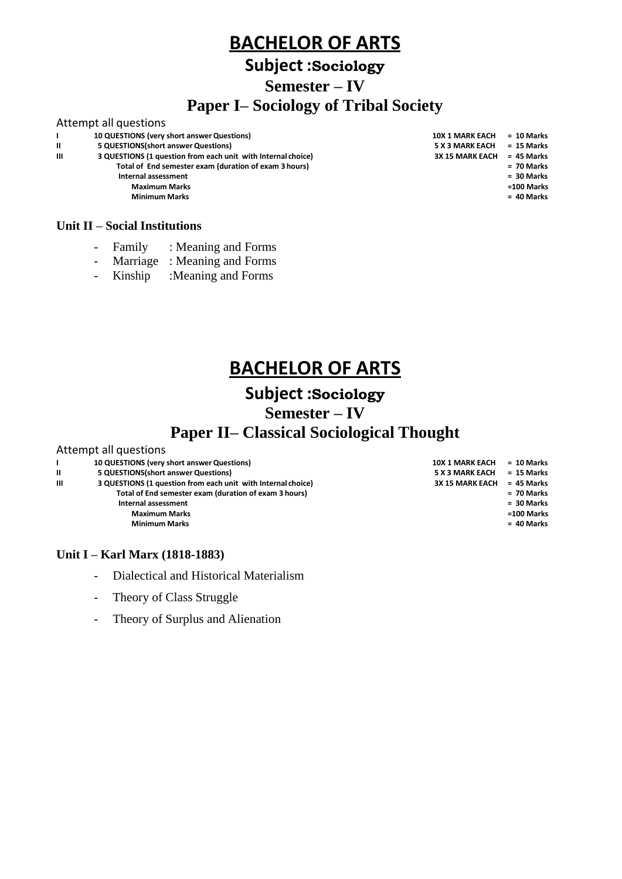# BACHELOR OF ARTS

## Subject :Sociology

## Semester – IV

## Paper I– Sociology of Tribal Society

Attempt all questions

| | | | |
|---|---|---|---|
| I | 10 QUESTIONS (very short answer Questions) | 10X 1 MARK EACH | = 10 Marks |
| II | 5 QUESTIONS(short answer Questions) | 5 X 3 MARK EACH | = 15 Marks |
| III | 3 QUESTIONS (1 question from each unit with Internal choice) | 3X 15 MARK EACH | = 45 Marks |
| | Total of End semester exam (duration of exam 3 hours) | | = 70 Marks |
| | Internal assessment | | = 30 Marks |
| | Maximum Marks | | =100 Marks |
| | Minimum Marks | | = 40 Marks |

### Unit II – Social Institutions

- Family : Meaning and Forms
- Marriage : Meaning and Forms
- Kinship :Meaning and Forms

# BACHELOR OF ARTS

## Subject :Sociology

## Semester – IV

## Paper II– Classical Sociological Thought

Attempt all questions

| | | | |
|---|---|---|---|
| I | 10 QUESTIONS (very short answer Questions) | 10X 1 MARK EACH | = 10 Marks |
| II | 5 QUESTIONS(short answer Questions) | 5 X 3 MARK EACH | = 15 Marks |
| III | 3 QUESTIONS (1 question from each unit with Internal choice) | 3X 15 MARK EACH | = 45 Marks |
| | Total of End semester exam (duration of exam 3 hours) | | = 70 Marks |
| | Internal assessment | | = 30 Marks |
| | Maximum Marks | | =100 Marks |
| | Minimum Marks | | = 40 Marks |

### Unit I – Karl Marx (1818-1883)

- Dialectical and Historical Materialism
- Theory of Class Struggle
- Theory of Surplus and Alienation